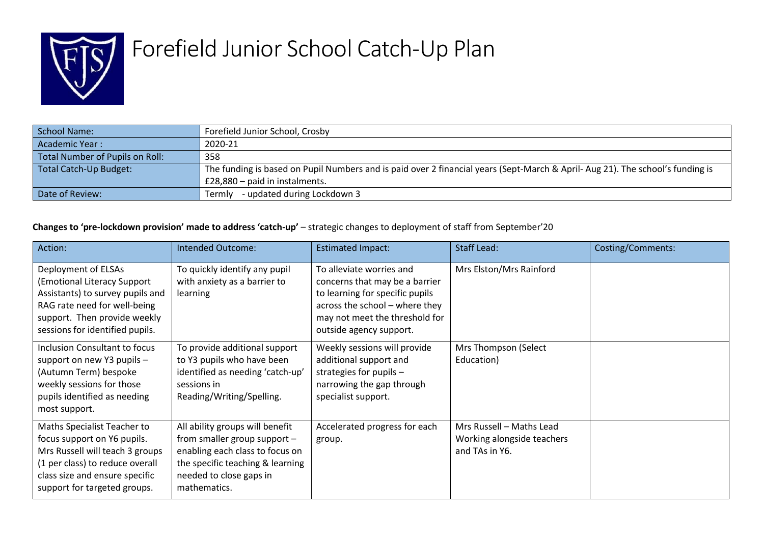# Forefield Junior School Catch-Up Plan

| School Name: | Forefield Junior School, Crosby |
|---|---|
| Academic Year : | 2020-21 |
| Total Number of Pupils on Roll: | 358 |
| Total Catch-Up Budget: | The funding is based on Pupil Numbers and is paid over 2 financial years (Sept-March & April- Aug 21). The school's funding is £28,880 – paid in instalments. |
| Date of Review: | Termly - updated during Lockdown 3 |

**Changes to 'pre-lockdown provision' made to address 'catch-up'** – strategic changes to deployment of staff from September'20

| Action: | Intended Outcome: | Estimated Impact: | Staff Lead: | Costing/Comments: |
|---|---|---|---|---|
| Deployment of ELSAs (Emotional Literacy Support Assistants) to survey pupils and RAG rate need for well-being support. Then provide weekly sessions for identified pupils. | To quickly identify any pupil with anxiety as a barrier to learning | To alleviate worries and concerns that may be a barrier to learning for specific pupils across the school – where they may not meet the threshold for outside agency support. | Mrs Elston/Mrs Rainford | |
| Inclusion Consultant to focus support on new Y3 pupils – (Autumn Term) bespoke weekly sessions for those pupils identified as needing most support. | To provide additional support to Y3 pupils who have been identified as needing 'catch-up' sessions in Reading/Writing/Spelling. | Weekly sessions will provide additional support and strategies for pupils – narrowing the gap through specialist support. | Mrs Thompson (Select Education) | |
| Maths Specialist Teacher to focus support on Y6 pupils. Mrs Russell will teach 3 groups (1 per class) to reduce overall class size and ensure specific support for targeted groups. | All ability groups will benefit from smaller group support – enabling each class to focus on the specific teaching & learning needed to close gaps in mathematics. | Accelerated progress for each group. | Mrs Russell – Maths Lead Working alongside teachers and TAs in Y6. | |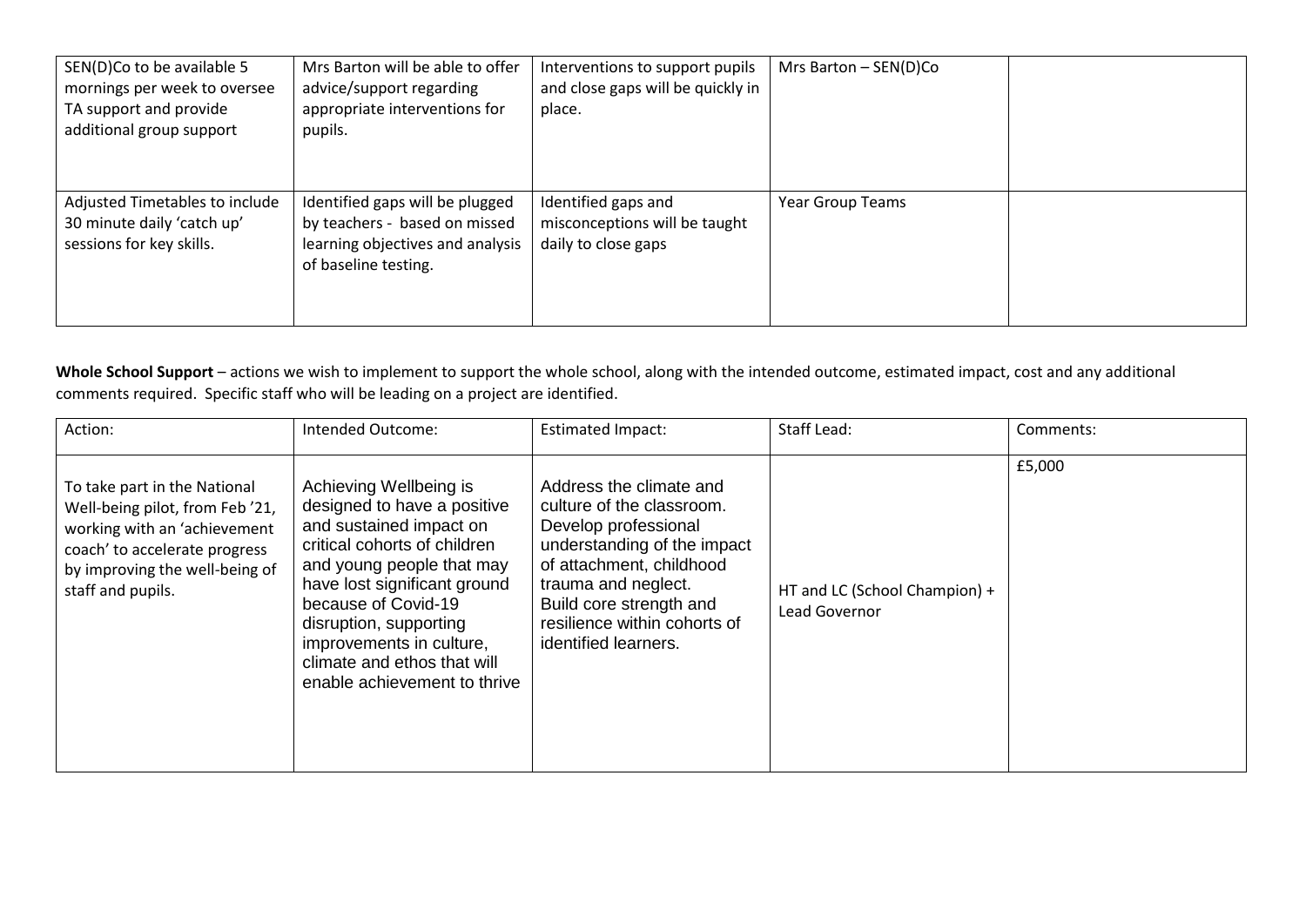| SEN(D)Co to be available 5 mornings per week to oversee TA support and provide additional group support | Mrs Barton will be able to offer advice/support regarding appropriate interventions for pupils. | Interventions to support pupils and close gaps will be quickly in place. | Mrs Barton – SEN(D)Co | |
|---|---|---|---|---|
| Adjusted Timetables to include 30 minute daily 'catch up' sessions for key skills. | Identified gaps will be plugged by teachers - based on missed learning objectives and analysis of baseline testing. | Identified gaps and misconceptions will be taught daily to close gaps | Year Group Teams | |

**Whole School Support** – actions we wish to implement to support the whole school, along with the intended outcome, estimated impact, cost and any additional comments required. Specific staff who will be leading on a project are identified.

| Action: | Intended Outcome: | Estimated Impact: | Staff Lead: | Comments: |
|---|---|---|---|---|
| To take part in the National Well-being pilot, from Feb '21, working with an 'achievement coach' to accelerate progress by improving the well-being of staff and pupils. | Achieving Wellbeing is designed to have a positive and sustained impact on critical cohorts of children and young people that may have lost significant ground because of Covid-19 disruption, supporting improvements in culture, climate and ethos that will enable achievement to thrive | Address the climate and culture of the classroom. Develop professional understanding of the impact of attachment, childhood trauma and neglect. Build core strength and resilience within cohorts of identified learners. | HT and LC (School Champion) + Lead Governor | £5,000 |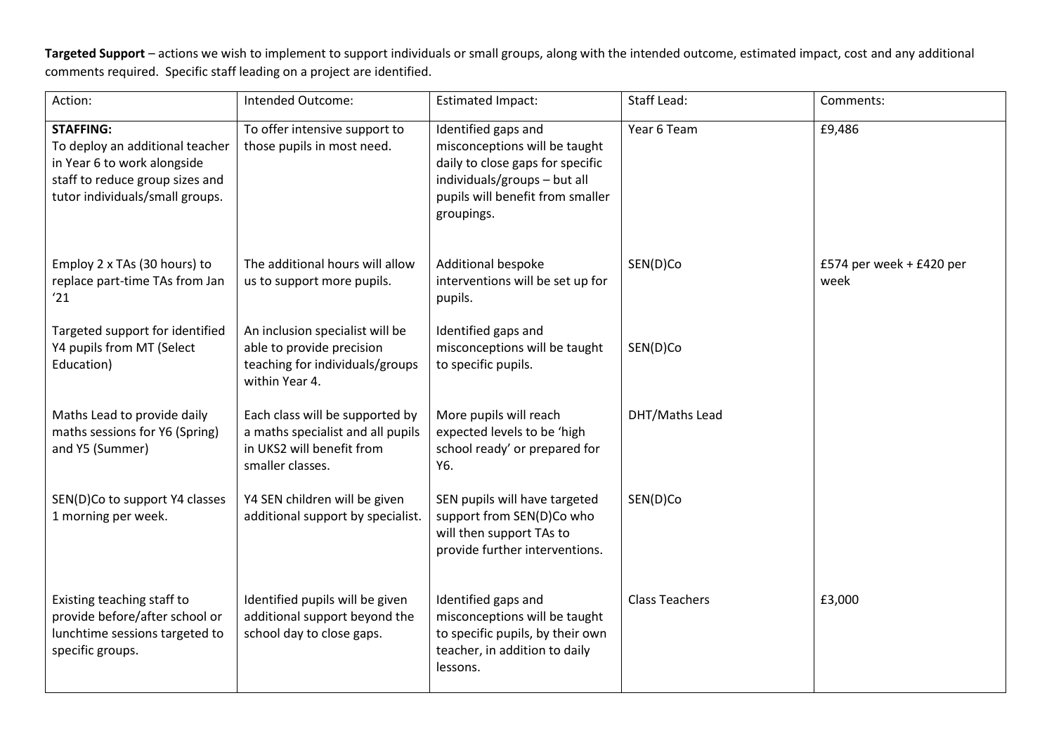**Targeted Support** – actions we wish to implement to support individuals or small groups, along with the intended outcome, estimated impact, cost and any additional comments required. Specific staff leading on a project are identified.

| Action: | Intended Outcome: | Estimated Impact: | Staff Lead: | Comments: |
|---|---|---|---|---|
| **STAFFING:** To deploy an additional teacher in Year 6 to work alongside staff to reduce group sizes and tutor individuals/small groups. | To offer intensive support to those pupils in most need. | Identified gaps and misconceptions will be taught daily to close gaps for specific individuals/groups – but all pupils will benefit from smaller groupings. | Year 6 Team | £9,486 |
| Employ 2 x TAs (30 hours) to replace part-time TAs from Jan '21 | The additional hours will allow us to support more pupils. | Additional bespoke interventions will be set up for pupils. | SEN(D)Co | £574 per week + £420 per week |
| Targeted support for identified Y4 pupils from MT (Select Education) | An inclusion specialist will be able to provide precision teaching for individuals/groups within Year 4. | Identified gaps and misconceptions will be taught to specific pupils. | SEN(D)Co | |
| Maths Lead to provide daily maths sessions for Y6 (Spring) and Y5 (Summer) | Each class will be supported by a maths specialist and all pupils in UKS2 will benefit from smaller classes. | More pupils will reach expected levels to be 'high school ready' or prepared for Y6. | DHT/Maths Lead | |
| SEN(D)Co to support Y4 classes 1 morning per week. | Y4 SEN children will be given additional support by specialist. | SEN pupils will have targeted support from SEN(D)Co who will then support TAs to provide further interventions. | SEN(D)Co | |
| Existing teaching staff to provide before/after school or lunchtime sessions targeted to specific groups. | Identified pupils will be given additional support beyond the school day to close gaps. | Identified gaps and misconceptions will be taught to specific pupils, by their own teacher, in addition to daily lessons. | Class Teachers | £3,000 |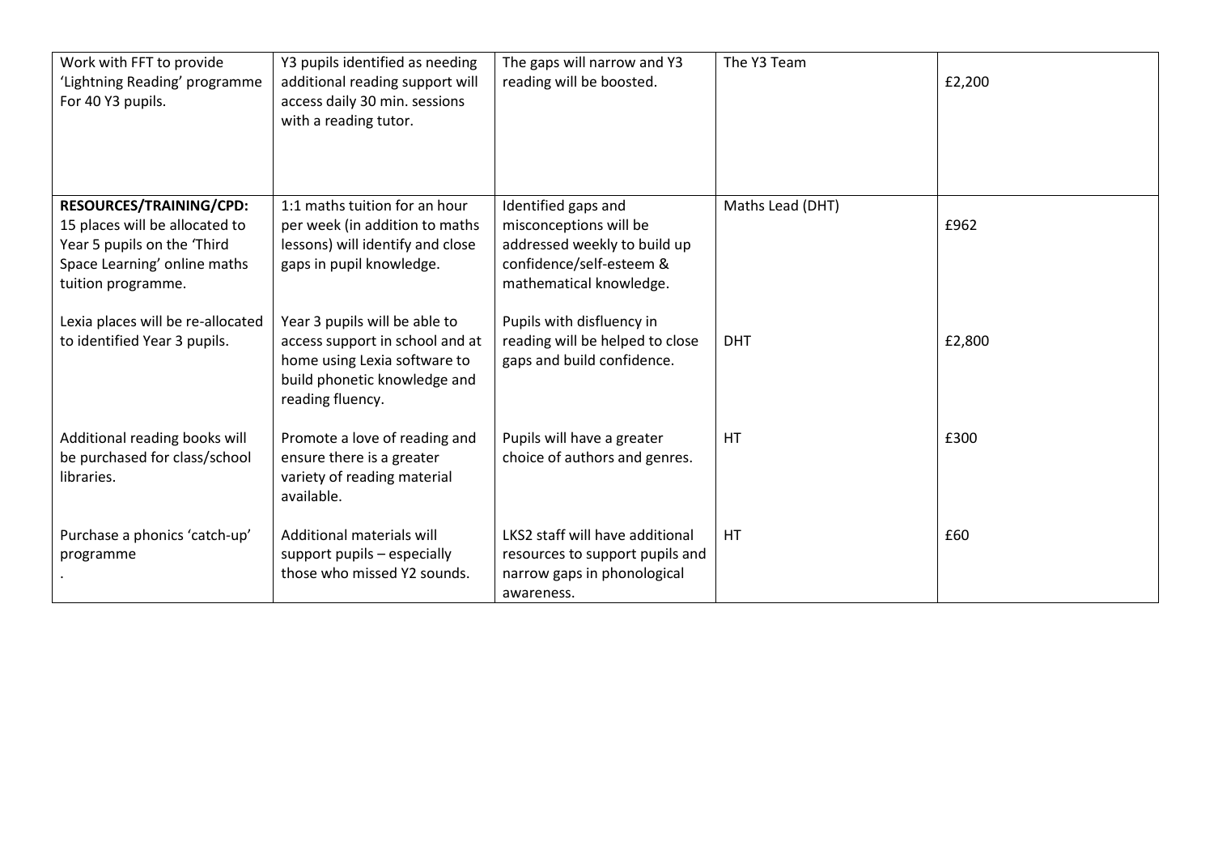| | | | | |
|---|---|---|---|---|
| Work with FFT to provide 'Lightning Reading' programme For 40 Y3 pupils. | Y3 pupils identified as needing additional reading support will access daily 30 min. sessions with a reading tutor. | The gaps will narrow and Y3 reading will be boosted. | The Y3 Team | £2,200 |
| **RESOURCES/TRAINING/CPD:** 15 places will be allocated to Year 5 pupils on the 'Third Space Learning' online maths tuition programme. | 1:1 maths tuition for an hour per week (in addition to maths lessons) will identify and close gaps in pupil knowledge. | Identified gaps and misconceptions will be addressed weekly to build up confidence/self-esteem & mathematical knowledge. | Maths Lead (DHT) | £962 |
| Lexia places will be re-allocated to identified Year 3 pupils. | Year 3 pupils will be able to access support in school and at home using Lexia software to build phonetic knowledge and reading fluency. | Pupils with disfluency in reading will be helped to close gaps and build confidence. | DHT | £2,800 |
| Additional reading books will be purchased for class/school libraries. | Promote a love of reading and ensure there is a greater variety of reading material available. | Pupils will have a greater choice of authors and genres. | HT | £300 |
| Purchase a phonics 'catch-up' programme<br>. | Additional materials will support pupils – especially those who missed Y2 sounds. | LKS2 staff will have additional resources to support pupils and narrow gaps in phonological awareness. | HT | £60 |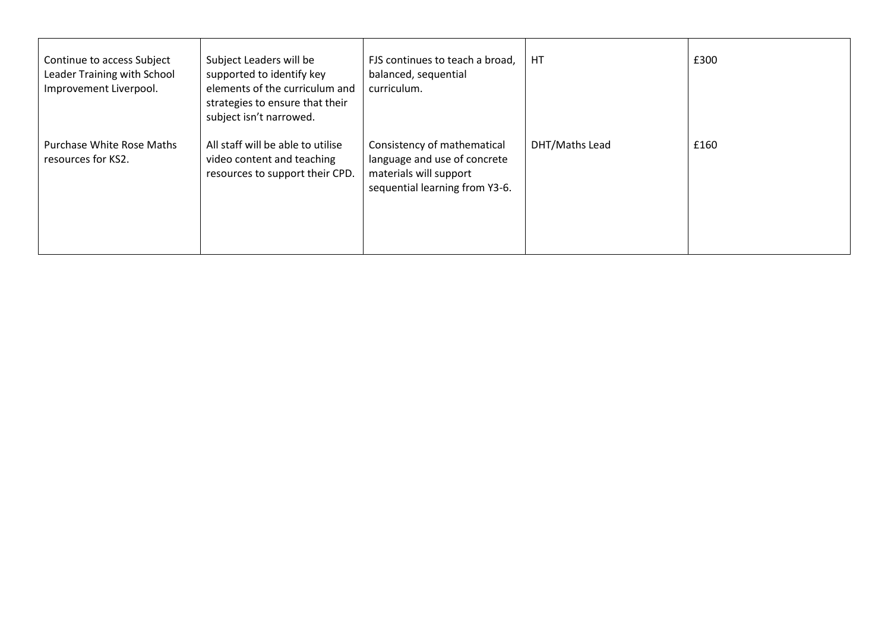| | | | | |
|---|---|---|---|---|
| Continue to access Subject Leader Training with School Improvement Liverpool. | Subject Leaders will be supported to identify key elements of the curriculum and strategies to ensure that their subject isn't narrowed. | FJS continues to teach a broad, balanced, sequential curriculum. | HT | £300 |
| Purchase White Rose Maths resources for KS2. | All staff will be able to utilise video content and teaching resources to support their CPD. | Consistency of mathematical language and use of concrete materials will support sequential learning from Y3-6. | DHT/Maths Lead | £160 |